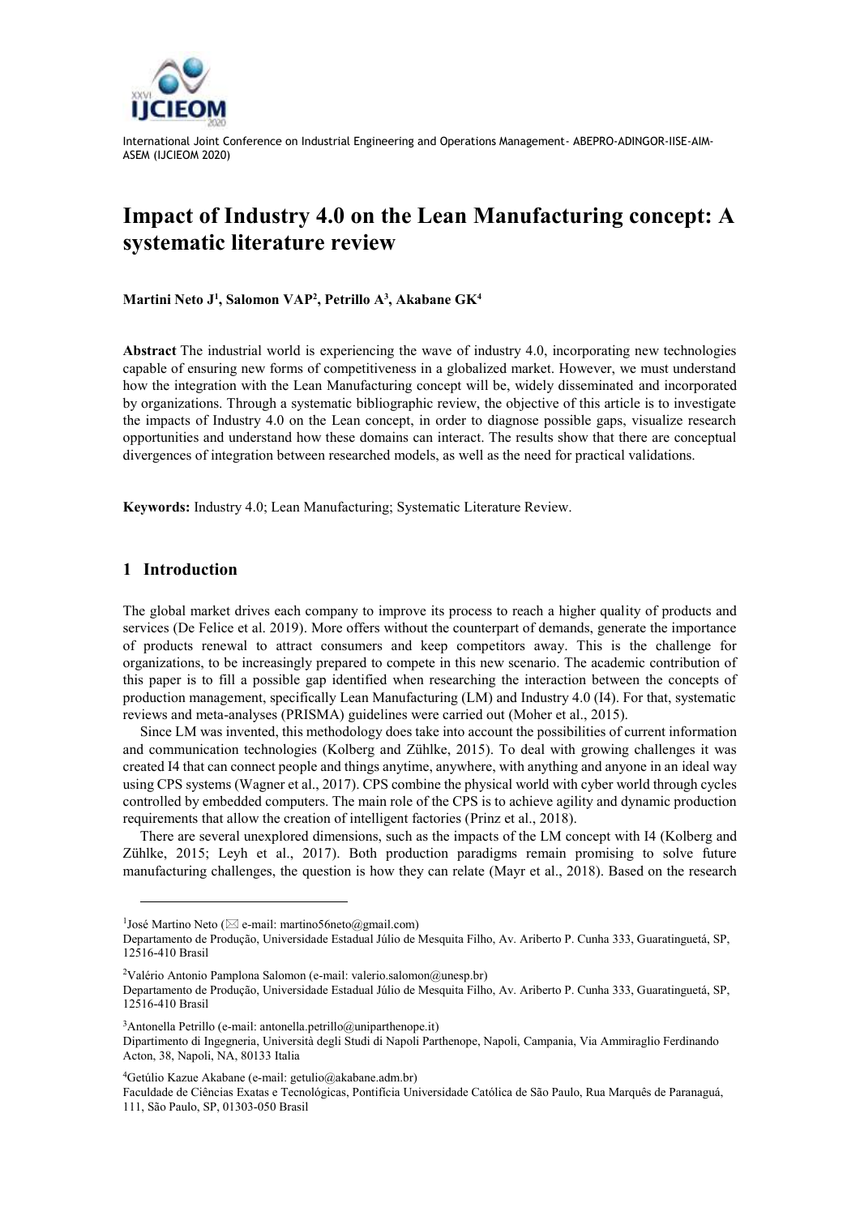# Impact of Industry 4.0 on the Lean Manufacturing concept: A systematic literature review

**Martini Neto J[1], Salomon VAP[2], Petrillo A[3], Akabane GK[4]**

**Abstract** The industrial world is experiencing the wave of industry 4.0, incorporating new technologies capable of ensuring new forms of competitiveness in a globalized market. However, we must understand how the integration with the Lean Manufacturing concept will be, widely disseminated and incorporated by organizations. Through a systematic bibliographic review, the objective of this article is to investigate the impacts of Industry 4.0 on the Lean concept, in order to diagnose possible gaps, visualize research opportunities and understand how these domains can interact. The results show that there are conceptual divergences of integration between researched models, as well as the need for practical validations.

**Keywords:** Industry 4.0; Lean Manufacturing; Systematic Literature Review.

## 1 Introduction

The global market drives each company to improve its process to reach a higher quality of products and services (De Felice et al. 2019). More offers without the counterpart of demands, generate the importance of products renewal to attract consumers and keep competitors away. This is the challenge for organizations, to be increasingly prepared to compete in this new scenario. The academic contribution of this paper is to fill a possible gap identified when researching the interaction between the concepts of production management, specifically Lean Manufacturing (LM) and Industry 4.0 (I4). For that, systematic reviews and meta-analyses (PRISMA) guidelines were carried out (Moher et al., 2015).

Since LM was invented, this methodology does take into account the possibilities of current information and communication technologies (Kolberg and Zühlke, 2015). To deal with growing challenges it was created I4 that can connect people and things anytime, anywhere, with anything and anyone in an ideal way using CPS systems (Wagner et al., 2017). CPS combine the physical world with cyber world through cycles controlled by embedded computers. The main role of the CPS is to achieve agility and dynamic production requirements that allow the creation of intelligent factories (Prinz et al., 2018).

There are several unexplored dimensions, such as the impacts of the LM concept with I4 (Kolberg and Zühlke, 2015; Leyh et al., 2017). Both production paradigms remain promising to solve future manufacturing challenges, the question is how they can relate (Mayr et al., 2018). Based on the research

---

[1]José Martino Neto (✉ e-mail: martino56neto@gmail.com)
Departamento de Produção, Universidade Estadual Júlio de Mesquita Filho, Av. Ariberto P. Cunha 333, Guaratinguetá, SP, 12516-410 Brasil

[2]Valério Antonio Pamplona Salomon (e-mail: valerio.salomon@unesp.br)
Departamento de Produção, Universidade Estadual Júlio de Mesquita Filho, Av. Ariberto P. Cunha 333, Guaratinguetá, SP, 12516-410 Brasil

[3]Antonella Petrillo (e-mail: antonella.petrillo@uniparthenope.it)
Dipartimento di Ingegneria, Università degli Studi di Napoli Parthenope, Napoli, Campania, Via Ammiraglio Ferdinando Acton, 38, Napoli, NA, 80133 Italia

[4]Getúlio Kazue Akabane (e-mail: getulio@akabane.adm.br)
Faculdade de Ciências Exatas e Tecnológicas, Pontifícia Universidade Católica de São Paulo, Rua Marquês de Paranaguá, 111, São Paulo, SP, 01303-050 Brasil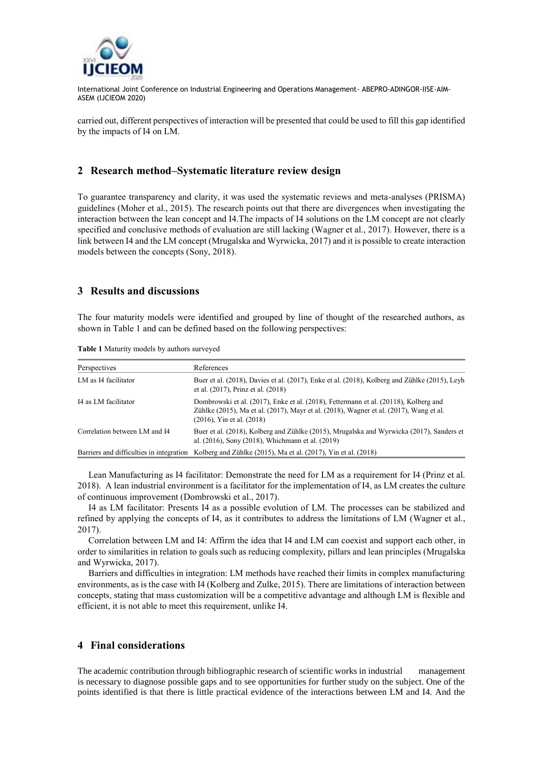carried out, different perspectives of interaction will be presented that could be used to fill this gap identified by the impacts of I4 on LM.

## 2 Research method–Systematic literature review design

To guarantee transparency and clarity, it was used the systematic reviews and meta-analyses (PRISMA) guidelines (Moher et al., 2015). The research points out that there are divergences when investigating the interaction between the lean concept and I4.The impacts of I4 solutions on the LM concept are not clearly specified and conclusive methods of evaluation are still lacking (Wagner et al., 2017). However, there is a link between I4 and the LM concept (Mrugalska and Wyrwicka, 2017) and it is possible to create interaction models between the concepts (Sony, 2018).

## 3 Results and discussions

The four maturity models were identified and grouped by line of thought of the researched authors, as shown in Table 1 and can be defined based on the following perspectives:

**Table 1** Maturity models by authors surveyed

| Perspectives | References |
|---|---|
| LM as I4 facilitator | Buer et al. (2018), Davies et al. (2017), Enke et al. (2018), Kolberg and Zühlke (2015), Leyh et al. (2017), Prinz et al. (2018) |
| I4 as LM facilitator | Dombrowski et al. (2017), Enke et al. (2018), Fettermann et al. (20118), Kolberg and Zühlke (2015), Ma et al. (2017), Mayr et al. (2018), Wagner et al. (2017), Wang et al. (2016), Yin et al. (2018) |
| Correlation between LM and I4 | Buer et al. (2018), Kolberg and Zühlke (2015), Mrugalska and Wyrwicka (2017), Sanders et al. (2016), Sony (2018), Whichmann et al. (2019) |
| Barriers and difficulties in integration | Kolberg and Zühlke (2015), Ma et al. (2017), Yin et al. (2018) |

Lean Manufacturing as I4 facilitator: Demonstrate the need for LM as a requirement for I4 (Prinz et al. 2018). A lean industrial environment is a facilitator for the implementation of I4, as LM creates the culture of continuous improvement (Dombrowski et al., 2017).

I4 as LM facilitator: Presents I4 as a possible evolution of LM. The processes can be stabilized and refined by applying the concepts of I4, as it contributes to address the limitations of LM (Wagner et al., 2017).

Correlation between LM and I4: Affirm the idea that I4 and LM can coexist and support each other, in order to similarities in relation to goals such as reducing complexity, pillars and lean principles (Mrugalska and Wyrwicka, 2017).

Barriers and difficulties in integration: LM methods have reached their limits in complex manufacturing environments, as is the case with I4 (Kolberg and Zulke, 2015). There are limitations of interaction between concepts, stating that mass customization will be a competitive advantage and although LM is flexible and efficient, it is not able to meet this requirement, unlike I4.

## 4 Final considerations

The academic contribution through bibliographic research of scientific works in industrial management is necessary to diagnose possible gaps and to see opportunities for further study on the subject. One of the points identified is that there is little practical evidence of the interactions between LM and I4. And the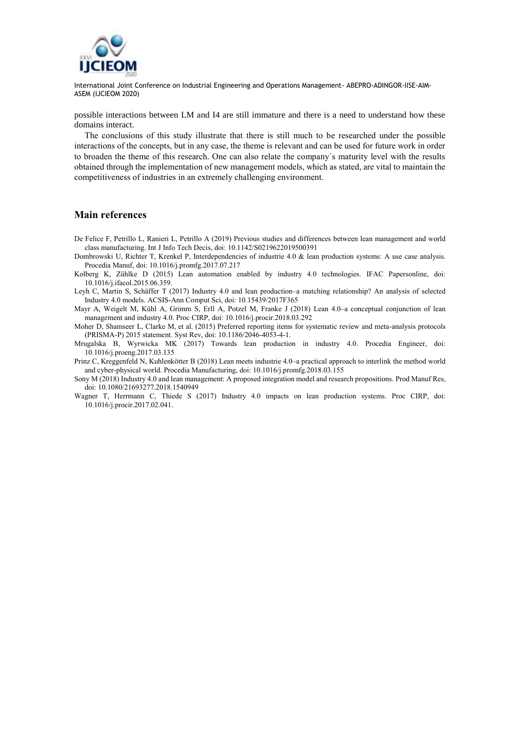possible interactions between LM and I4 are still immature and there is a need to understand how these domains interact.

The conclusions of this study illustrate that there is still much to be researched under the possible interactions of the concepts, but in any case, the theme is relevant and can be used for future work in order to broaden the theme of this research. One can also relate the company´s maturity level with the results obtained through the implementation of new management models, which as stated, are vital to maintain the competitiveness of industries in an extremely challenging environment.

## Main references

De Felice F, Petrillo L, Ranieri L, Petrillo A (2019) Previous studies and differences between lean management and world class manufacturing. Int J Info Tech Decis, doi: 10.1142/S0219622019500391

Dombrowski U, Richter T, Krenkel P, Interdependencies of industrie 4.0 & lean production systems: A use case analysis. Procedia Manuf, doi: 10.1016/j.promfg.2017.07.217

Kolberg K, Zühlke D (2015) Lean automation enabled by industry 4.0 technologies. IFAC Papersonline, doi: 10.1016/j.ifacol.2015.06.359.

Leyh C, Martin S, Schäffer T (2017) Industry 4.0 and lean production–a matching relationship? An analysis of selected Industry 4.0 models. ACSIS-Ann Comput Sci, doi: 10.15439/2017F365

Mayr A, Weigelt M, Kühl A, Grimm S, Erll A, Potzel M, Franke J (2018) Lean 4.0–a conceptual conjunction of lean management and industry 4.0. Proc CIRP, doi: 10.1016/j.procir.2018.03.292

Moher D, Shamseer L, Clarke M, et al. (2015) Preferred reporting items for systematic review and meta-analysis protocols (PRISMA-P) 2015 statement. Syst Rev, doi: 10.1186/2046-4053-4-1.

Mrugalska B, Wyrwicka MK (2017) Towards lean production in industry 4.0. Procedia Engineer, doi: 10.1016/j.proeng.2017.03.135

Prinz C, Kreggenfeld N, Kuhlenkötter B (2018) Lean meets industrie 4.0–a practical approach to interlink the method world and cyber-physical world. Procedia Manufacturing, doi: 10.1016/j.promfg.2018.03.155

Sony M (2018) Industry 4.0 and lean management: A proposed integration model and research propositions. Prod Manuf Res, doi: 10.1080/21693277.2018.1540949

Wagner T, Herrmann C, Thiede S (2017) Industry 4.0 impacts on lean production systems. Proc CIRP, doi: 10.1016/j.procir.2017.02.041.